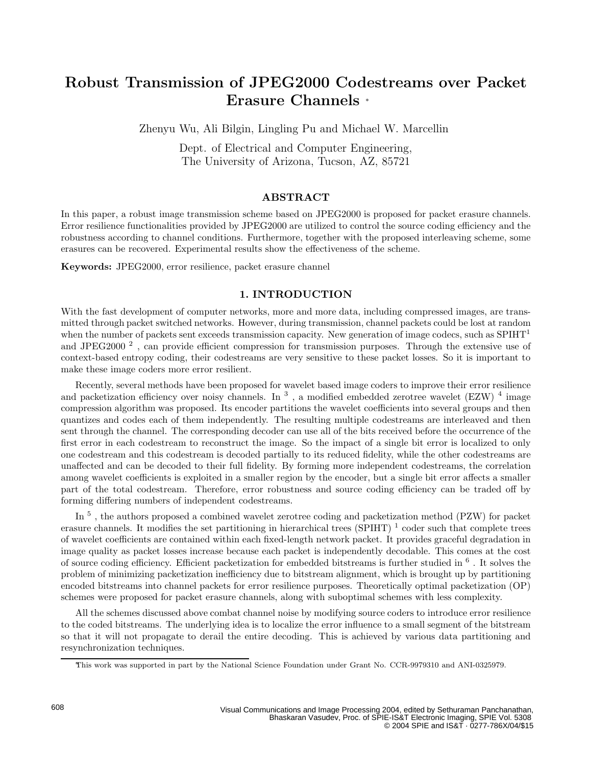# Robust Transmission of JPEG2000 Codestreams over Packet Erasure Channels *

Zhenyu Wu, Ali Bilgin, Lingling Pu and Michael W. Marcellin

Dept. of Electrical and Computer Engineering,
The University of Arizona, Tucson, AZ, 85721

## ABSTRACT

In this paper, a robust image transmission scheme based on JPEG2000 is proposed for packet erasure channels. Error resilience functionalities provided by JPEG2000 are utilized to control the source coding efficiency and the robustness according to channel conditions. Furthermore, together with the proposed interleaving scheme, some erasures can be recovered. Experimental results show the effectiveness of the scheme.

**Keywords:** JPEG2000, error resilience, packet erasure channel

## 1. INTRODUCTION

With the fast development of computer networks, more and more data, including compressed images, are transmitted through packet switched networks. However, during transmission, channel packets could be lost at random when the number of packets sent exceeds transmission capacity. New generation of image codecs, such as SPIHT[1] and JPEG2000 [2] , can provide efficient compression for transmission purposes. Through the extensive use of context-based entropy coding, their codestreams are very sensitive to these packet losses. So it is important to make these image coders more error resilient.

Recently, several methods have been proposed for wavelet based image coders to improve their error resilience and packetization efficiency over noisy channels. In [3] , a modified embedded zerotree wavelet (EZW) [4] image compression algorithm was proposed. Its encoder partitions the wavelet coefficients into several groups and then quantizes and codes each of them independently. The resulting multiple codestreams are interleaved and then sent through the channel. The corresponding decoder can use all of the bits received before the occurrence of the first error in each codestream to reconstruct the image. So the impact of a single bit error is localized to only one codestream and this codestream is decoded partially to its reduced fidelity, while the other codestreams are unaffected and can be decoded to their full fidelity. By forming more independent codestreams, the correlation among wavelet coefficients is exploited in a smaller region by the encoder, but a single bit error affects a smaller part of the total codestream. Therefore, error robustness and source coding efficiency can be traded off by forming differing numbers of independent codestreams.

In [5] , the authors proposed a combined wavelet zerotree coding and packetization method (PZW) for packet erasure channels. It modifies the set partitioning in hierarchical trees (SPIHT) [1] coder such that complete trees of wavelet coefficients are contained within each fixed-length network packet. It provides graceful degradation in image quality as packet losses increase because each packet is independently decodable. This comes at the cost of source coding efficiency. Efficient packetization for embedded bitstreams is further studied in [6] . It solves the problem of minimizing packetization inefficiency due to bitstream alignment, which is brought up by partitioning encoded bitstreams into channel packets for error resilience purposes. Theoretically optimal packetization (OP) schemes were proposed for packet erasure channels, along with suboptimal schemes with less complexity.

All the schemes discussed above combat channel noise by modifying source coders to introduce error resilience to the coded bitstreams. The underlying idea is to localize the error influence to a small segment of the bitstream so that it will not propagate to derail the entire decoding. This is achieved by various data partitioning and resynchronization techniques.

*This work was supported in part by the National Science Foundation under Grant No. CCR-9979310 and ANI-0325979.

Visual Communications and Image Processing 2004, edited by Sethuraman Panchanathan, Bhaskaran Vasudev, Proc. of SPIE-IS&T Electronic Imaging, SPIE Vol. 5308 © 2004 SPIE and IS&T · 0277-786X/04/$15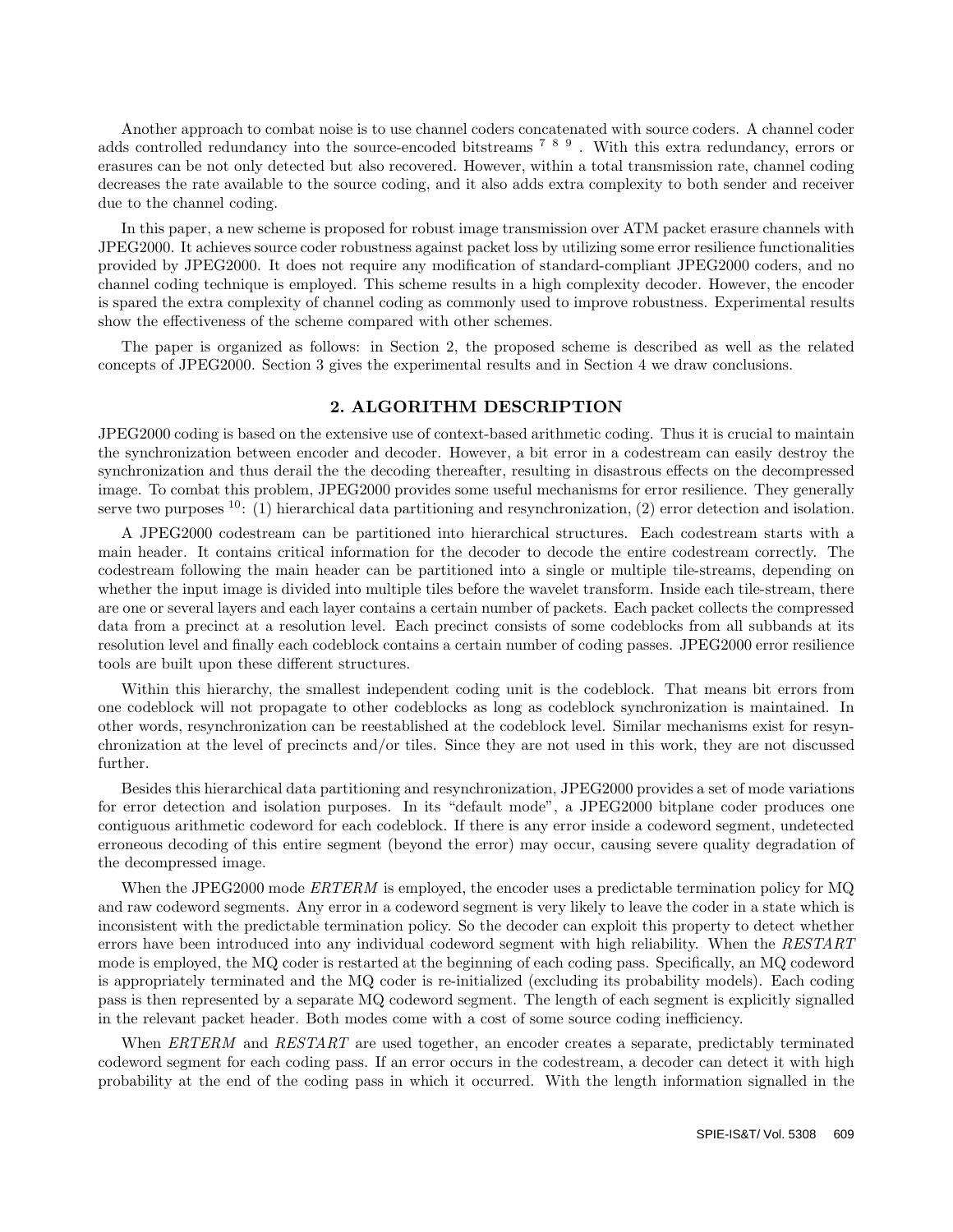Another approach to combat noise is to use channel coders concatenated with source coders. A channel coder adds controlled redundancy into the source-encoded bitstreams [7 8 9] . With this extra redundancy, errors or erasures can be not only detected but also recovered. However, within a total transmission rate, channel coding decreases the rate available to the source coding, and it also adds extra complexity to both sender and receiver due to the channel coding.

In this paper, a new scheme is proposed for robust image transmission over ATM packet erasure channels with JPEG2000. It achieves source coder robustness against packet loss by utilizing some error resilience functionalities provided by JPEG2000. It does not require any modification of standard-compliant JPEG2000 coders, and no channel coding technique is employed. This scheme results in a high complexity decoder. However, the encoder is spared the extra complexity of channel coding as commonly used to improve robustness. Experimental results show the effectiveness of the scheme compared with other schemes.

The paper is organized as follows: in Section 2, the proposed scheme is described as well as the related concepts of JPEG2000. Section 3 gives the experimental results and in Section 4 we draw conclusions.

## 2. ALGORITHM DESCRIPTION

JPEG2000 coding is based on the extensive use of context-based arithmetic coding. Thus it is crucial to maintain the synchronization between encoder and decoder. However, a bit error in a codestream can easily destroy the synchronization and thus derail the the decoding thereafter, resulting in disastrous effects on the decompressed image. To combat this problem, JPEG2000 provides some useful mechanisms for error resilience. They generally serve two purposes [10]: (1) hierarchical data partitioning and resynchronization, (2) error detection and isolation.

A JPEG2000 codestream can be partitioned into hierarchical structures. Each codestream starts with a main header. It contains critical information for the decoder to decode the entire codestream correctly. The codestream following the main header can be partitioned into a single or multiple tile-streams, depending on whether the input image is divided into multiple tiles before the wavelet transform. Inside each tile-stream, there are one or several layers and each layer contains a certain number of packets. Each packet collects the compressed data from a precinct at a resolution level. Each precinct consists of some codeblocks from all subbands at its resolution level and finally each codeblock contains a certain number of coding passes. JPEG2000 error resilience tools are built upon these different structures.

Within this hierarchy, the smallest independent coding unit is the codeblock. That means bit errors from one codeblock will not propagate to other codeblocks as long as codeblock synchronization is maintained. In other words, resynchronization can be reestablished at the codeblock level. Similar mechanisms exist for resynchronization at the level of precincts and/or tiles. Since they are not used in this work, they are not discussed further.

Besides this hierarchical data partitioning and resynchronization, JPEG2000 provides a set of mode variations for error detection and isolation purposes. In its "default mode", a JPEG2000 bitplane coder produces one contiguous arithmetic codeword for each codeblock. If there is any error inside a codeword segment, undetected erroneous decoding of this entire segment (beyond the error) may occur, causing severe quality degradation of the decompressed image.

When the JPEG2000 mode *ERTERM* is employed, the encoder uses a predictable termination policy for MQ and raw codeword segments. Any error in a codeword segment is very likely to leave the coder in a state which is inconsistent with the predictable termination policy. So the decoder can exploit this property to detect whether errors have been introduced into any individual codeword segment with high reliability. When the *RESTART* mode is employed, the MQ coder is restarted at the beginning of each coding pass. Specifically, an MQ codeword is appropriately terminated and the MQ coder is re-initialized (excluding its probability models). Each coding pass is then represented by a separate MQ codeword segment. The length of each segment is explicitly signalled in the relevant packet header. Both modes come with a cost of some source coding inefficiency.

When *ERTERM* and *RESTART* are used together, an encoder creates a separate, predictably terminated codeword segment for each coding pass. If an error occurs in the codestream, a decoder can detect it with high probability at the end of the coding pass in which it occurred. With the length information signalled in the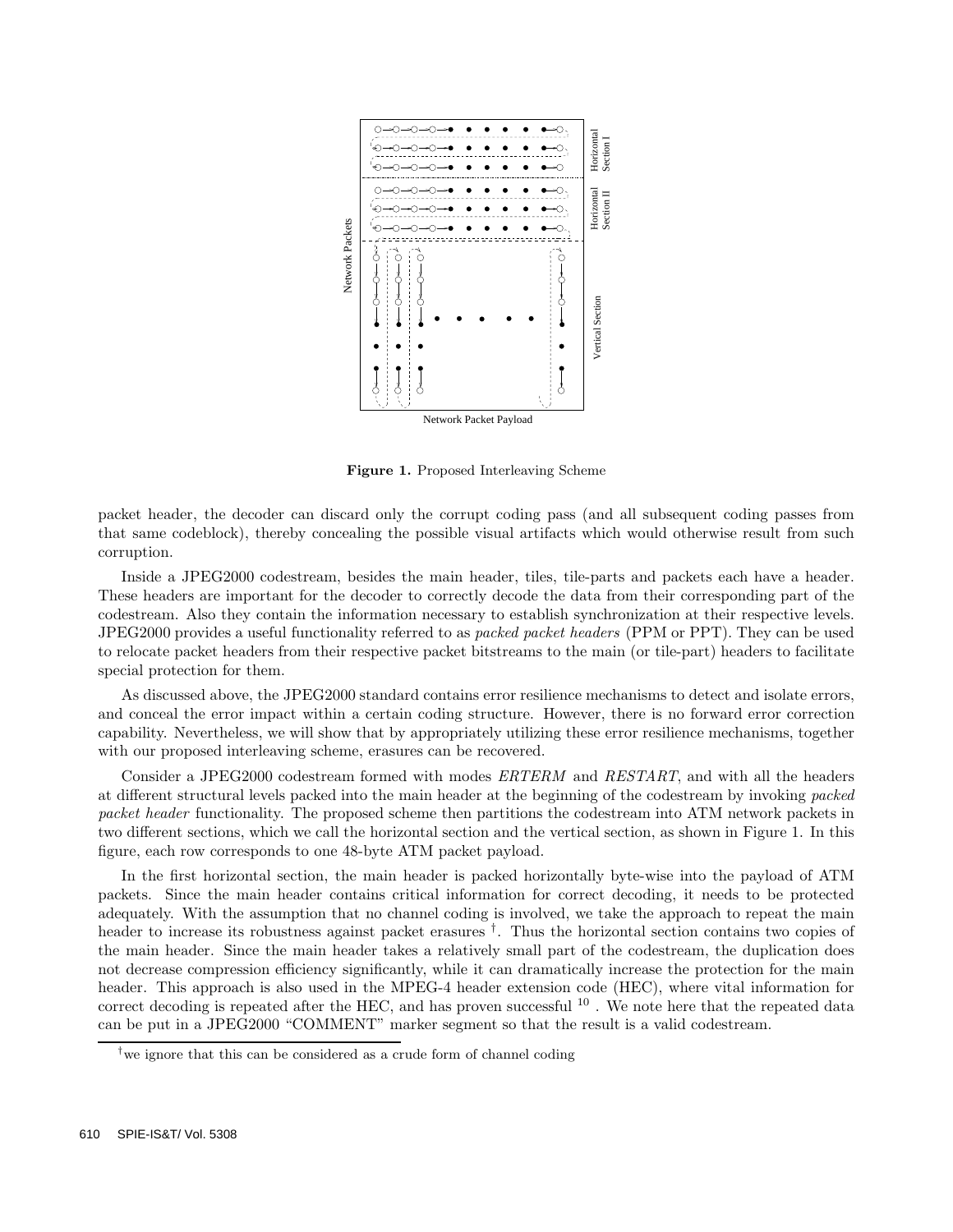Network Packets

Horizontal Section I

Horizontal Section II

Vertical Section

Network Packet Payload

**Figure 1.** Proposed Interleaving Scheme

packet header, the decoder can discard only the corrupt coding pass (and all subsequent coding passes from that same codeblock), thereby concealing the possible visual artifacts which would otherwise result from such corruption.

Inside a JPEG2000 codestream, besides the main header, tiles, tile-parts and packets each have a header. These headers are important for the decoder to correctly decode the data from their corresponding part of the codestream. Also they contain the information necessary to establish synchronization at their respective levels. JPEG2000 provides a useful functionality referred to as *packed packet headers* (PPM or PPT). They can be used to relocate packet headers from their respective packet bitstreams to the main (or tile-part) headers to facilitate special protection for them.

As discussed above, the JPEG2000 standard contains error resilience mechanisms to detect and isolate errors, and conceal the error impact within a certain coding structure. However, there is no forward error correction capability. Nevertheless, we will show that by appropriately utilizing these error resilience mechanisms, together with our proposed interleaving scheme, erasures can be recovered.

Consider a JPEG2000 codestream formed with modes *ERTERM* and *RESTART*, and with all the headers at different structural levels packed into the main header at the beginning of the codestream by invoking *packed packet header* functionality. The proposed scheme then partitions the codestream into ATM network packets in two different sections, which we call the horizontal section and the vertical section, as shown in Figure 1. In this figure, each row corresponds to one 48-byte ATM packet payload.

In the first horizontal section, the main header is packed horizontally byte-wise into the payload of ATM packets. Since the main header contains critical information for correct decoding, it needs to be protected adequately. With the assumption that no channel coding is involved, we take the approach to repeat the main header to increase its robustness against packet erasures [†]. Thus the horizontal section contains two copies of the main header. Since the main header takes a relatively small part of the codestream, the duplication does not decrease compression efficiency significantly, while it can dramatically increase the protection for the main header. This approach is also used in the MPEG-4 header extension code (HEC), where vital information for correct decoding is repeated after the HEC, and has proven successful [10]. We note here that the repeated data can be put in a JPEG2000 "COMMENT" marker segment so that the result is a valid codestream.

[†] we ignore that this can be considered as a crude form of channel coding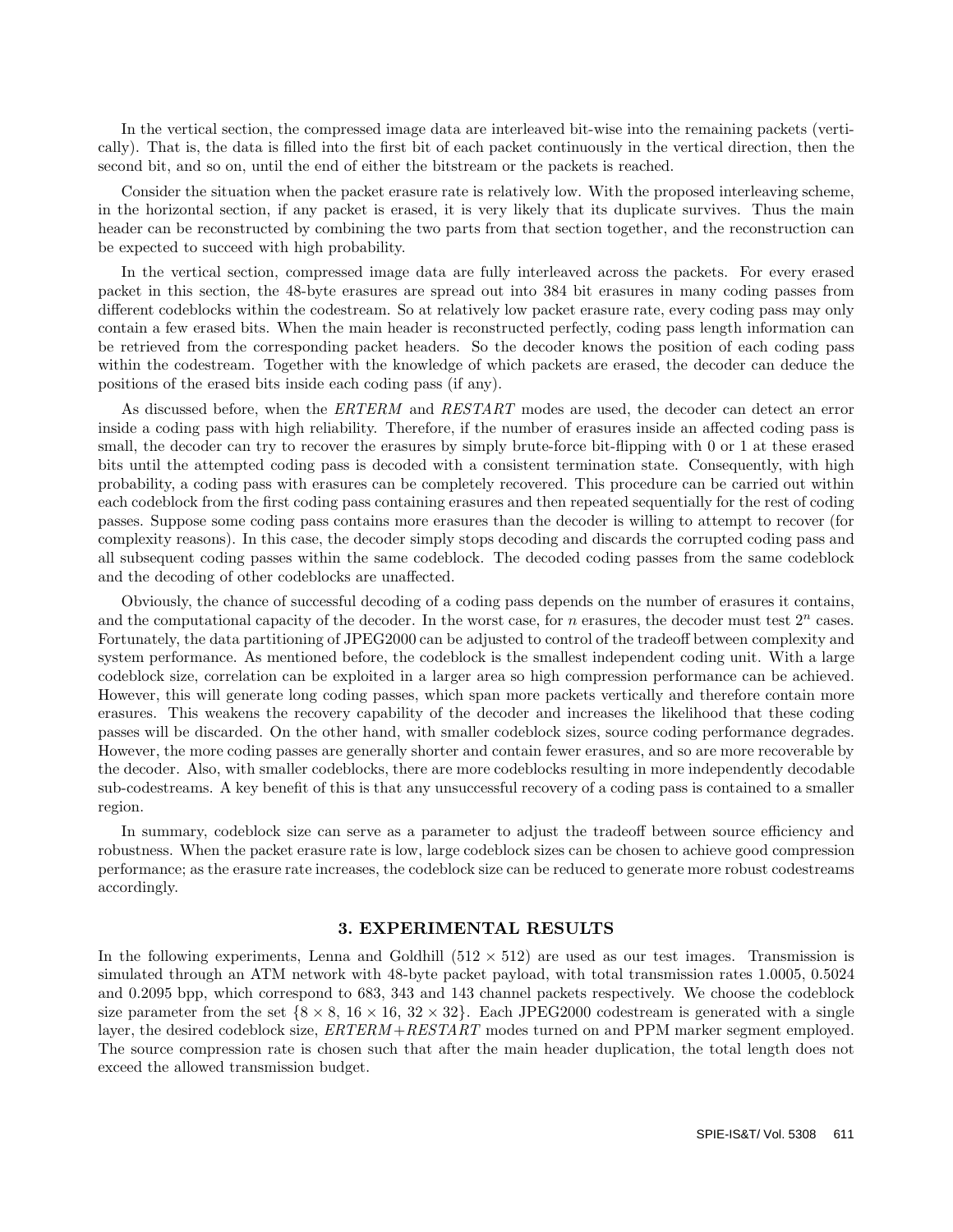In the vertical section, the compressed image data are interleaved bit-wise into the remaining packets (vertically). That is, the data is filled into the first bit of each packet continuously in the vertical direction, then the second bit, and so on, until the end of either the bitstream or the packets is reached.

Consider the situation when the packet erasure rate is relatively low. With the proposed interleaving scheme, in the horizontal section, if any packet is erased, it is very likely that its duplicate survives. Thus the main header can be reconstructed by combining the two parts from that section together, and the reconstruction can be expected to succeed with high probability.

In the vertical section, compressed image data are fully interleaved across the packets. For every erased packet in this section, the 48-byte erasures are spread out into 384 bit erasures in many coding passes from different codeblocks within the codestream. So at relatively low packet erasure rate, every coding pass may only contain a few erased bits. When the main header is reconstructed perfectly, coding pass length information can be retrieved from the corresponding packet headers. So the decoder knows the position of each coding pass within the codestream. Together with the knowledge of which packets are erased, the decoder can deduce the positions of the erased bits inside each coding pass (if any).

As discussed before, when the *ERTERM* and *RESTART* modes are used, the decoder can detect an error inside a coding pass with high reliability. Therefore, if the number of erasures inside an affected coding pass is small, the decoder can try to recover the erasures by simply brute-force bit-flipping with 0 or 1 at these erased bits until the attempted coding pass is decoded with a consistent termination state. Consequently, with high probability, a coding pass with erasures can be completely recovered. This procedure can be carried out within each codeblock from the first coding pass containing erasures and then repeated sequentially for the rest of coding passes. Suppose some coding pass contains more erasures than the decoder is willing to attempt to recover (for complexity reasons). In this case, the decoder simply stops decoding and discards the corrupted coding pass and all subsequent coding passes within the same codeblock. The decoded coding passes from the same codeblock and the decoding of other codeblocks are unaffected.

Obviously, the chance of successful decoding of a coding pass depends on the number of erasures it contains, and the computational capacity of the decoder. In the worst case, for $n$ erasures, the decoder must test $2^n$ cases. Fortunately, the data partitioning of JPEG2000 can be adjusted to control of the tradeoff between complexity and system performance. As mentioned before, the codeblock is the smallest independent coding unit. With a large codeblock size, correlation can be exploited in a larger area so high compression performance can be achieved. However, this will generate long coding passes, which span more packets vertically and therefore contain more erasures. This weakens the recovery capability of the decoder and increases the likelihood that these coding passes will be discarded. On the other hand, with smaller codeblock sizes, source coding performance degrades. However, the more coding passes are generally shorter and contain fewer erasures, and so are more recoverable by the decoder. Also, with smaller codeblocks, there are more codeblocks resulting in more independently decodable sub-codestreams. A key benefit of this is that any unsuccessful recovery of a coding pass is contained to a smaller region.

In summary, codeblock size can serve as a parameter to adjust the tradeoff between source efficiency and robustness. When the packet erasure rate is low, large codeblock sizes can be chosen to achieve good compression performance; as the erasure rate increases, the codeblock size can be reduced to generate more robust codestreams accordingly.

## 3. EXPERIMENTAL RESULTS

In the following experiments, Lenna and Goldhill ($512 \times 512$) are used as our test images. Transmission is simulated through an ATM network with 48-byte packet payload, with total transmission rates 1.0005, 0.5024 and 0.2095 bpp, which correspond to 683, 343 and 143 channel packets respectively. We choose the codeblock size parameter from the set $\{8 \times 8,\ 16 \times 16,\ 32 \times 32\}$. Each JPEG2000 codestream is generated with a single layer, the desired codeblock size, *ERTERM+RESTART* modes turned on and PPM marker segment employed. The source compression rate is chosen such that after the main header duplication, the total length does not exceed the allowed transmission budget.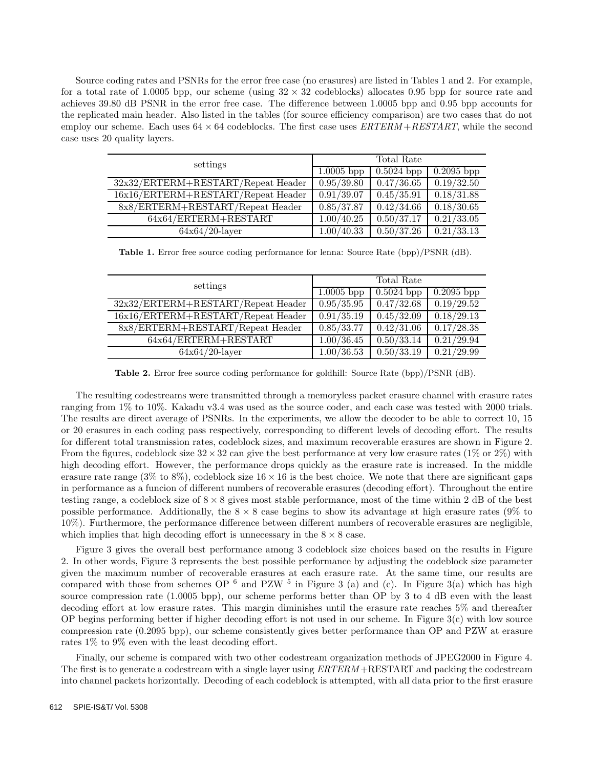Source coding rates and PSNRs for the error free case (no erasures) are listed in Tables 1 and 2. For example, for a total rate of 1.0005 bpp, our scheme (using $32 \times 32$ codeblocks) allocates 0.95 bpp for source rate and achieves 39.80 dB PSNR in the error free case. The difference between 1.0005 bpp and 0.95 bpp accounts for the replicated main header. Also listed in the tables (for source efficiency comparison) are two cases that do not employ our scheme. Each uses $64 \times 64$ codeblocks. The first case uses *ERTERM+RESTART*, while the second case uses 20 quality layers.

| settings | Total Rate | | |
|---|---|---|---|
| | 1.0005 bpp | 0.5024 bpp | 0.2095 bpp |
| 32x32/ERTERM+RESTART/Repeat Header | 0.95/39.80 | 0.47/36.65 | 0.19/32.50 |
| 16x16/ERTERM+RESTART/Repeat Header | 0.91/39.07 | 0.45/35.91 | 0.18/31.88 |
| 8x8/ERTERM+RESTART/Repeat Header | 0.85/37.87 | 0.42/34.66 | 0.18/30.65 |
| 64x64/ERTERM+RESTART | 1.00/40.25 | 0.50/37.17 | 0.21/33.05 |
| 64x64/20-layer | 1.00/40.33 | 0.50/37.26 | 0.21/33.13 |

**Table 1.** Error free source coding performance for lenna: Source Rate (bpp)/PSNR (dB).

| settings | Total Rate | | |
|---|---|---|---|
| | 1.0005 bpp | 0.5024 bpp | 0.2095 bpp |
| 32x32/ERTERM+RESTART/Repeat Header | 0.95/35.95 | 0.47/32.68 | 0.19/29.52 |
| 16x16/ERTERM+RESTART/Repeat Header | 0.91/35.19 | 0.45/32.09 | 0.18/29.13 |
| 8x8/ERTERM+RESTART/Repeat Header | 0.85/33.77 | 0.42/31.06 | 0.17/28.38 |
| 64x64/ERTERM+RESTART | 1.00/36.45 | 0.50/33.14 | 0.21/29.94 |
| 64x64/20-layer | 1.00/36.53 | 0.50/33.19 | 0.21/29.99 |

**Table 2.** Error free source coding performance for goldhill: Source Rate (bpp)/PSNR (dB).

The resulting codestreams were transmitted through a memoryless packet erasure channel with erasure rates ranging from 1% to 10%. Kakadu v3.4 was used as the source coder, and each case was tested with 2000 trials. The results are direct average of PSNRs. In the experiments, we allow the decoder to be able to correct 10, 15 or 20 erasures in each coding pass respectively, corresponding to different levels of decoding effort. The results for different total transmission rates, codeblock sizes, and maximum recoverable erasures are shown in Figure 2. From the figures, codeblock size $32 \times 32$ can give the best performance at very low erasure rates (1% or 2%) with high decoding effort. However, the performance drops quickly as the erasure rate is increased. In the middle erasure rate range (3% to 8%), codeblock size $16 \times 16$ is the best choice. We note that there are significant gaps in performance as a funcion of different numbers of recoverable erasures (decoding effort). Throughout the entire testing range, a codeblock size of $8 \times 8$ gives most stable performance, most of the time within 2 dB of the best possible performance. Additionally, the $8 \times 8$ case begins to show its advantage at high erasure rates (9% to 10%). Furthermore, the performance difference between different numbers of recoverable erasures are negligible, which implies that high decoding effort is unnecessary in the $8 \times 8$ case.

Figure 3 gives the overall best performance among 3 codeblock size choices based on the results in Figure 2. In other words, Figure 3 represents the best possible performance by adjusting the codeblock size parameter given the maximum number of recoverable erasures at each erasure rate. At the same time, our results are compared with those from schemes OP [6] and PZW [5] in Figure 3 (a) and (c). In Figure 3(a) which has high source compression rate (1.0005 bpp), our scheme performs better than OP by 3 to 4 dB even with the least decoding effort at low erasure rates. This margin diminishes until the erasure rate reaches 5% and thereafter OP begins performing better if higher decoding effort is not used in our scheme. In Figure 3(c) with low source compression rate (0.2095 bpp), our scheme consistently gives better performance than OP and PZW at erasure rates 1% to 9% even with the least decoding effort.

Finally, our scheme is compared with two other codestream organization methods of JPEG2000 in Figure 4. The first is to generate a codestream with a single layer using *ERTERM*+RESTART and packing the codestream into channel packets horizontally. Decoding of each codeblock is attempted, with all data prior to the first erasure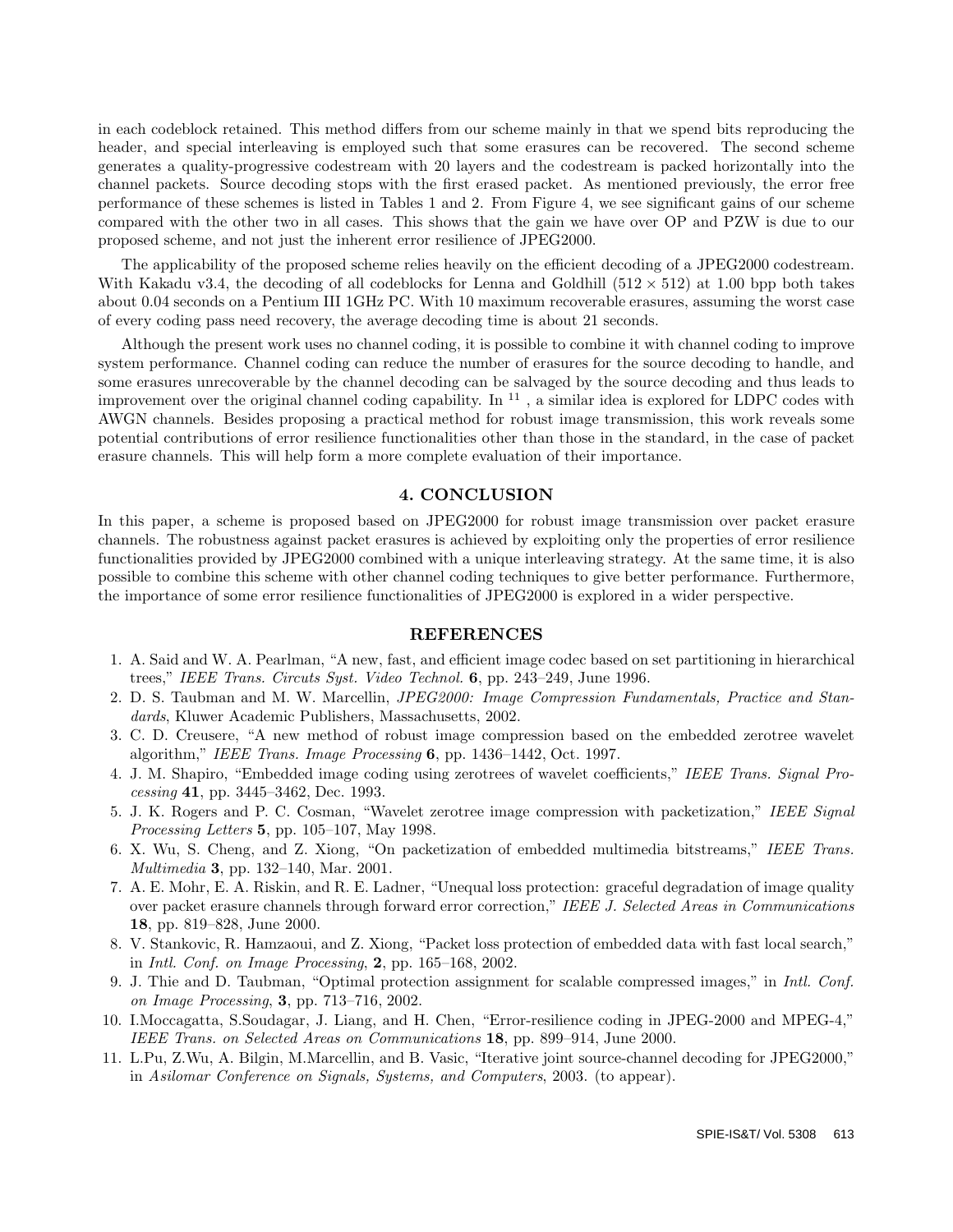in each codeblock retained. This method differs from our scheme mainly in that we spend bits reproducing the header, and special interleaving is employed such that some erasures can be recovered. The second scheme generates a quality-progressive codestream with 20 layers and the codestream is packed horizontally into the channel packets. Source decoding stops with the first erased packet. As mentioned previously, the error free performance of these schemes is listed in Tables 1 and 2. From Figure 4, we see significant gains of our scheme compared with the other two in all cases. This shows that the gain we have over OP and PZW is due to our proposed scheme, and not just the inherent error resilience of JPEG2000.

The applicability of the proposed scheme relies heavily on the efficient decoding of a JPEG2000 codestream. With Kakadu v3.4, the decoding of all codeblocks for Lenna and Goldhill ($512 \times 512$) at 1.00 bpp both takes about 0.04 seconds on a Pentium III 1GHz PC. With 10 maximum recoverable erasures, assuming the worst case of every coding pass need recovery, the average decoding time is about 21 seconds.

Although the present work uses no channel coding, it is possible to combine it with channel coding to improve system performance. Channel coding can reduce the number of erasures for the source decoding to handle, and some erasures unrecoverable by the channel decoding can be salvaged by the source decoding and thus leads to improvement over the original channel coding capability. In [11] , a similar idea is explored for LDPC codes with AWGN channels. Besides proposing a practical method for robust image transmission, this work reveals some potential contributions of error resilience functionalities other than those in the standard, in the case of packet erasure channels. This will help form a more complete evaluation of their importance.

## 4. CONCLUSION

In this paper, a scheme is proposed based on JPEG2000 for robust image transmission over packet erasure channels. The robustness against packet erasures is achieved by exploiting only the properties of error resilience functionalities provided by JPEG2000 combined with a unique interleaving strategy. At the same time, it is also possible to combine this scheme with other channel coding techniques to give better performance. Furthermore, the importance of some error resilience functionalities of JPEG2000 is explored in a wider perspective.

## REFERENCES

1. A. Said and W. A. Pearlman, "A new, fast, and efficient image codec based on set partitioning in hierarchical trees," *IEEE Trans. Circuts Syst. Video Technol.* **6**, pp. 243–249, June 1996.
2. D. S. Taubman and M. W. Marcellin, *JPEG2000: Image Compression Fundamentals, Practice and Standards*, Kluwer Academic Publishers, Massachusetts, 2002.
3. C. D. Creusere, "A new method of robust image compression based on the embedded zerotree wavelet algorithm," *IEEE Trans. Image Processing* **6**, pp. 1436–1442, Oct. 1997.
4. J. M. Shapiro, "Embedded image coding using zerotrees of wavelet coefficients," *IEEE Trans. Signal Processing* **41**, pp. 3445–3462, Dec. 1993.
5. J. K. Rogers and P. C. Cosman, "Wavelet zerotree image compression with packetization," *IEEE Signal Processing Letters* **5**, pp. 105–107, May 1998.
6. X. Wu, S. Cheng, and Z. Xiong, "On packetization of embedded multimedia bitstreams," *IEEE Trans. Multimedia* **3**, pp. 132–140, Mar. 2001.
7. A. E. Mohr, E. A. Riskin, and R. E. Ladner, "Unequal loss protection: graceful degradation of image quality over packet erasure channels through forward error correction," *IEEE J. Selected Areas in Communications* **18**, pp. 819–828, June 2000.
8. V. Stankovic, R. Hamzaoui, and Z. Xiong, "Packet loss protection of embedded data with fast local search," in *Intl. Conf. on Image Processing*, **2**, pp. 165–168, 2002.
9. J. Thie and D. Taubman, "Optimal protection assignment for scalable compressed images," in *Intl. Conf. on Image Processing*, **3**, pp. 713–716, 2002.
10. I.Moccagatta, S.Soudagar, J. Liang, and H. Chen, "Error-resilience coding in JPEG-2000 and MPEG-4," *IEEE Trans. on Selected Areas on Communications* **18**, pp. 899–914, June 2000.
11. L.Pu, Z.Wu, A. Bilgin, M.Marcellin, and B. Vasic, "Iterative joint source-channel decoding for JPEG2000," in *Asilomar Conference on Signals, Systems, and Computers*, 2003. (to appear).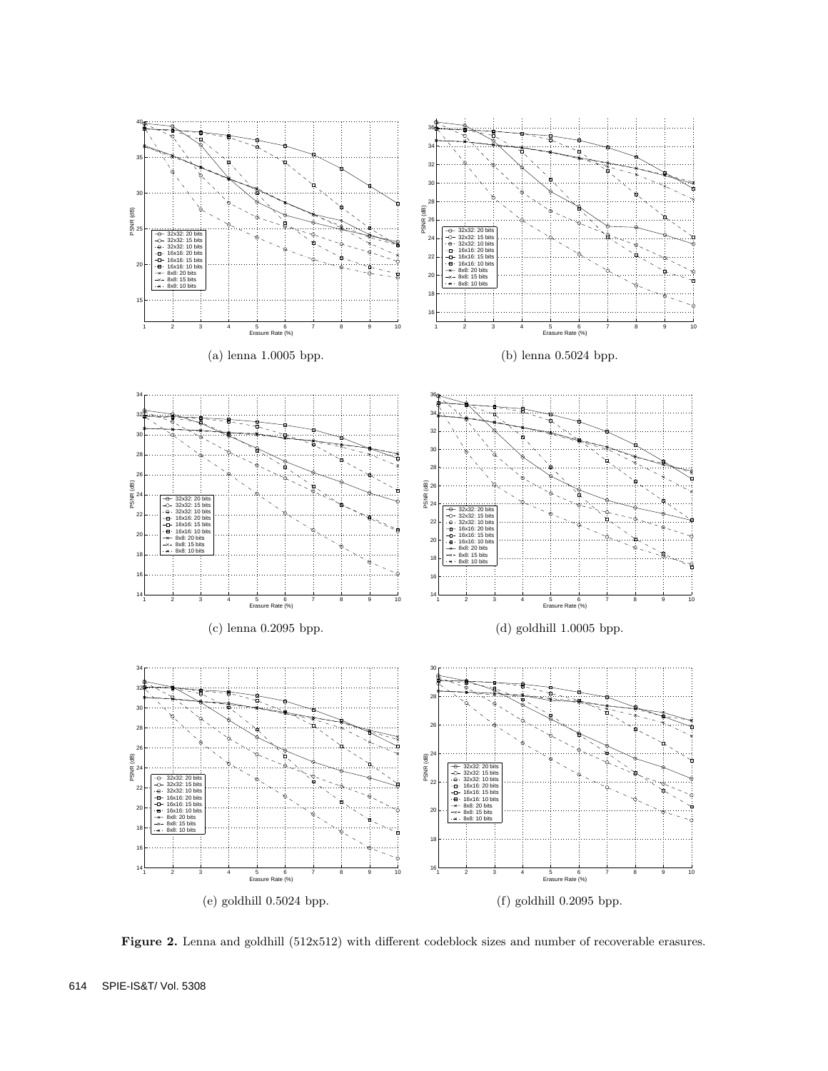PSNR (dB)

Erasure Rate (%)

32x32: 20 bits
32x32: 15 bits
32x32: 10 bits
16x16: 20 bits
16x16: 15 bits
16x16: 10 bits
8x8: 20 bits
8x8: 15 bits
8x8: 10 bits

(a) lenna 1.0005 bpp.

(b) lenna 0.5024 bpp.

(c) lenna 0.2095 bpp.

(d) goldhill 1.0005 bpp.

(e) goldhill 0.5024 bpp.

(f) goldhill 0.2095 bpp.

**Figure 2.** Lenna and goldhill (512x512) with different codeblock sizes and number of recoverable erasures.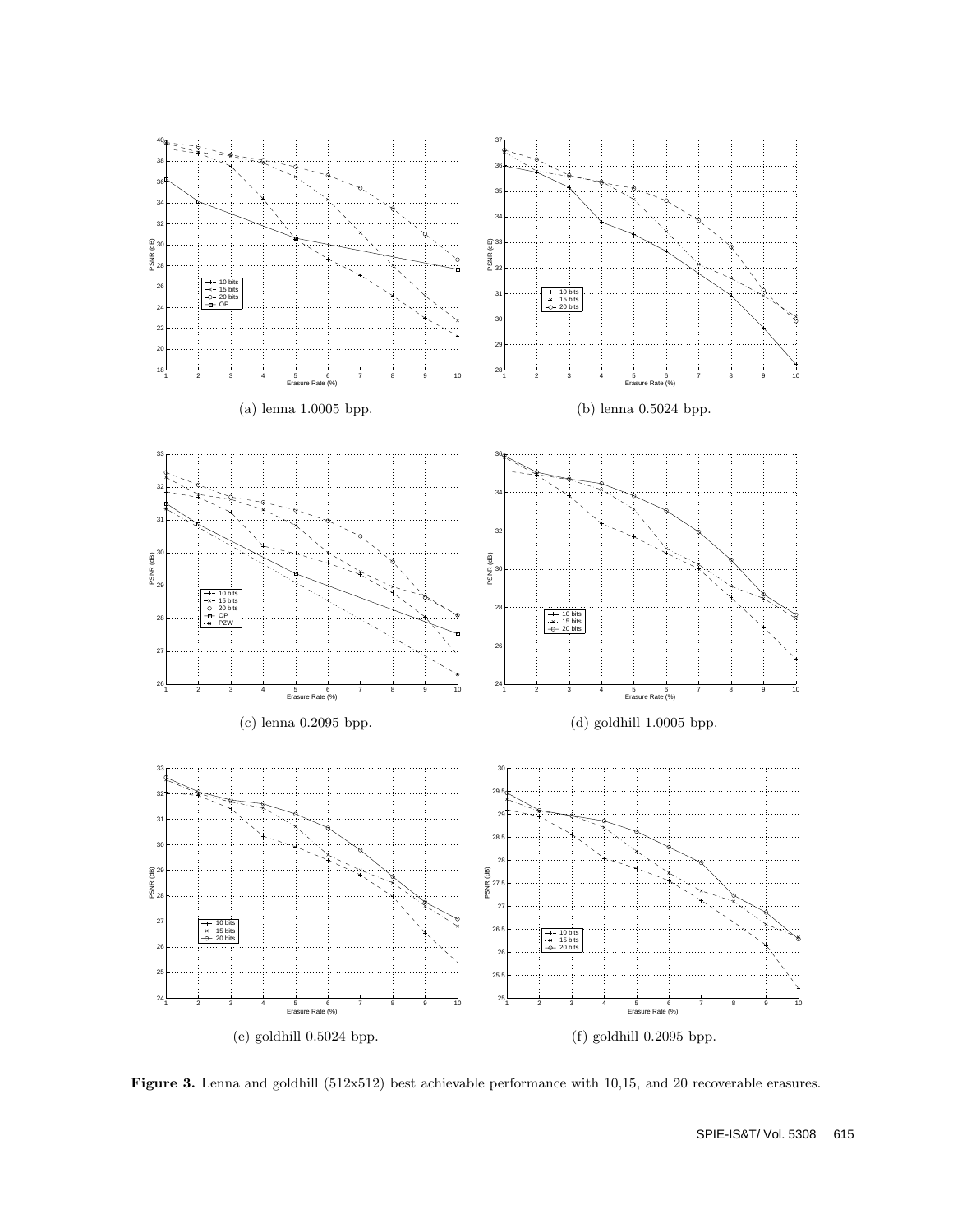PSNR (dB)
Erasure Rate (%)
10 bits
15 bits
20 bits
OP

(a) lenna 1.0005 bpp.

PSNR (dB)
Erasure Rate (%)
10 bits
15 bits
20 bits

(b) lenna 0.5024 bpp.

PSNR (dB)
Erasure Rate (%)
10 bits
15 bits
20 bits
OP
PZW

(c) lenna 0.2095 bpp.

PSNR (dB)
Erasure Rate (%)
10 bits
15 bits
20 bits

(d) goldhill 1.0005 bpp.

PSNR (dB)
Erasure Rate (%)
10 bits
15 bits
20 bits

(e) goldhill 0.5024 bpp.

PSNR (dB)
Erasure Rate (%)
10 bits
15 bits
20 bits

(f) goldhill 0.2095 bpp.

**Figure 3.** Lenna and goldhill (512x512) best achievable performance with 10,15, and 20 recoverable erasures.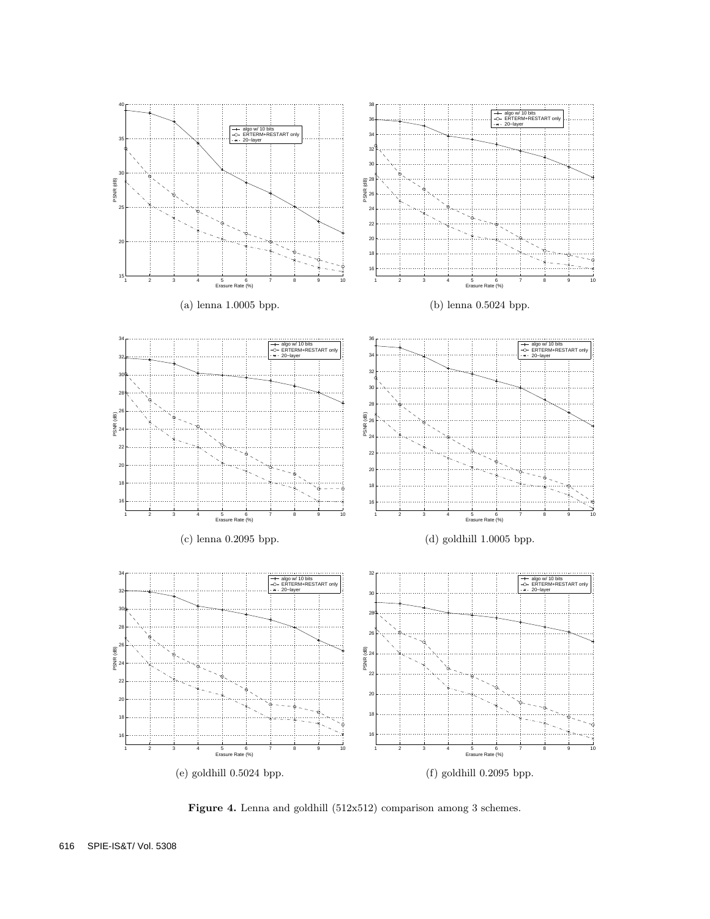40
35
30
25
20
15
PSNR (dB)
1 2 3 4 5 6 7 8 9 10
Erasure Rate (%)
algo w/ 10 bits
ERTERM+RESTART only
20−layer

(a) lenna 1.0005 bpp.

38
36
34
32
30
28
26
24
22
20
18
16
PSNR (dB)
1 2 3 4 5 6 7 8 9 10
Erasure Rate (%)
algo w/ 10 bits
ERTERM+RESTART only
20−layer

(b) lenna 0.5024 bpp.

34
32
30
28
26
24
22
20
18
16
PSNR (dB)
1 2 3 4 5 6 7 8 9 10
Erasure Rate (%)
algo w/ 10 bits
ERTERM+RESTART only
20−layer

(c) lenna 0.2095 bpp.

36
34
32
30
28
26
24
22
20
18
16
PSNR (dB)
1 2 3 4 5 6 7 8 9 10
Erasure Rate (%)
algo w/ 10 bits
ERTERM+RESTART only
20−layer

(d) goldhill 1.0005 bpp.

34
32
30
28
26
24
22
20
18
16
PSNR (dB)
1 2 3 4 5 6 7 8 9 10
Erasure Rate (%)
algo w/ 10 bits
ERTERM+RESTART only
20−layer

(e) goldhill 0.5024 bpp.

32
30
28
26
24
22
20
18
16
PSNR (dB)
1 2 3 4 5 6 7 8 9 10
Erasure Rate (%)
algo w/ 10 bits
ERTERM+RESTART only
20−layer

(f) goldhill 0.2095 bpp.

**Figure 4.** Lenna and goldhill (512x512) comparison among 3 schemes.